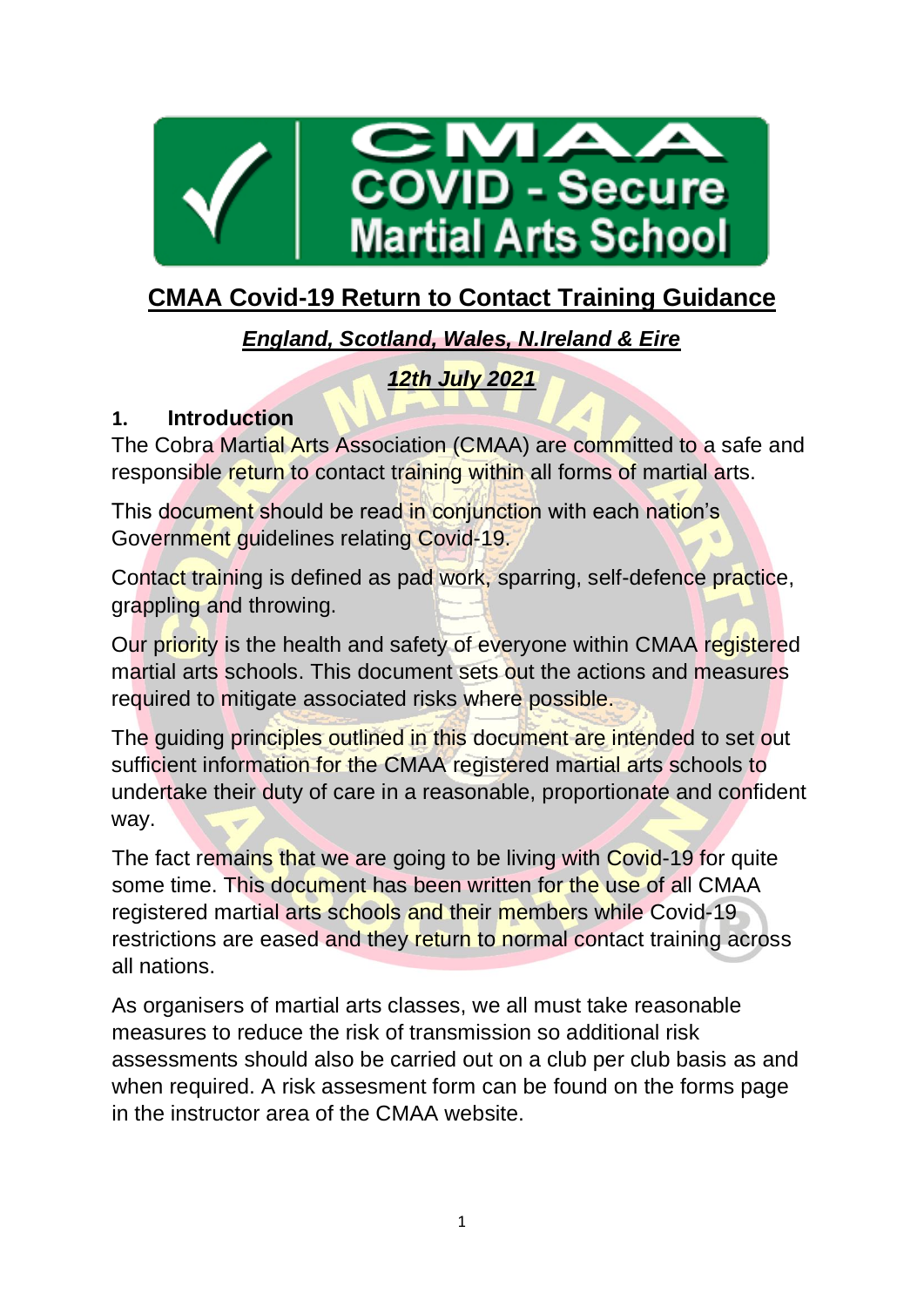# CMAA Covid-19 Return to Contact Training Guidance

***England, Scotland, Wales, N.Ireland & Eire***

***12th July 2021***

## 1. Introduction

The Cobra Martial Arts Association (CMAA) are committed to a safe and responsible return to contact training within all forms of martial arts.

This document should be read in conjunction with each nation's Government guidelines relating Covid-19.

Contact training is defined as pad work, sparring, self-defence practice, grappling and throwing.

Our priority is the health and safety of everyone within CMAA registered martial arts schools. This document sets out the actions and measures required to mitigate associated risks where possible.

The guiding principles outlined in this document are intended to set out sufficient information for the CMAA registered martial arts schools to undertake their duty of care in a reasonable, proportionate and confident way.

The fact remains that we are going to be living with Covid-19 for quite some time. This document has been written for the use of all CMAA registered martial arts schools and their members while Covid-19 restrictions are eased and they return to normal contact training across all nations.

As organisers of martial arts classes, we all must take reasonable measures to reduce the risk of transmission so additional risk assessments should also be carried out on a club per club basis as and when required. A risk assesment form can be found on the forms page in the instructor area of the CMAA website.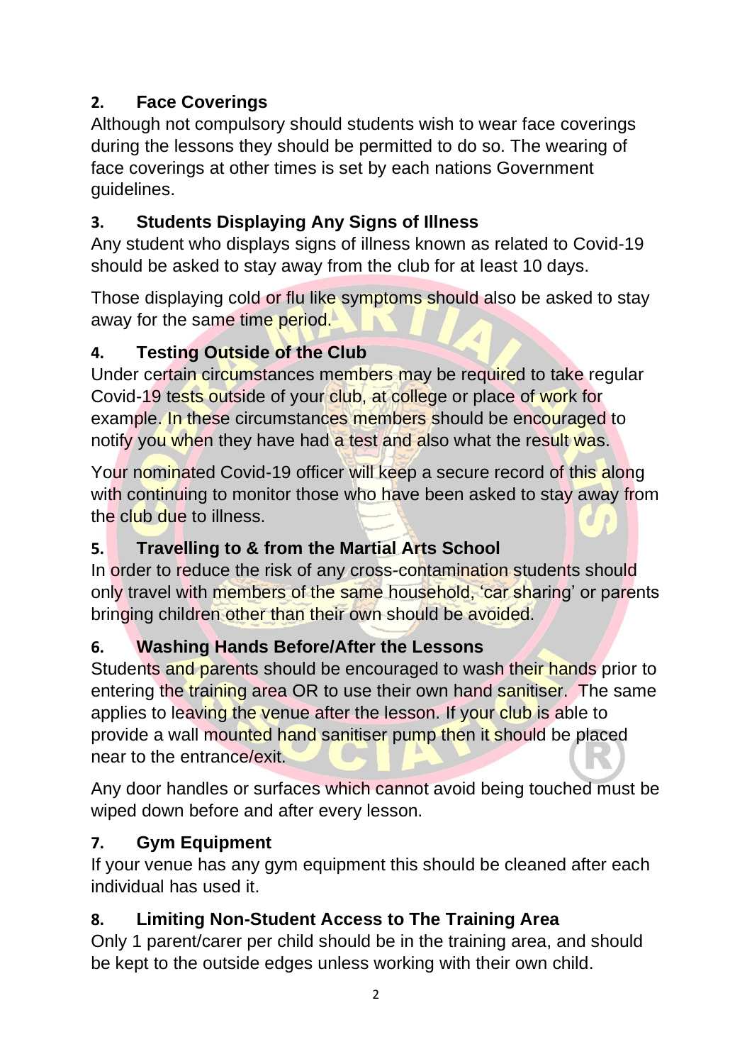## 2. Face Coverings

Although not compulsory should students wish to wear face coverings during the lessons they should be permitted to do so. The wearing of face coverings at other times is set by each nations Government guidelines.

## 3. Students Displaying Any Signs of Illness

Any student who displays signs of illness known as related to Covid-19 should be asked to stay away from the club for at least 10 days.

Those displaying cold or flu like symptoms should also be asked to stay away for the same time period.

## 4. Testing Outside of the Club

Under certain circumstances members may be required to take regular Covid-19 tests outside of your club, at college or place of work for example. In these circumstances members should be encouraged to notify you when they have had a test and also what the result was.

Your nominated Covid-19 officer will keep a secure record of this along with continuing to monitor those who have been asked to stay away from the club due to illness.

## 5. Travelling to & from the Martial Arts School

In order to reduce the risk of any cross-contamination students should only travel with members of the same household, 'car sharing' or parents bringing children other than their own should be avoided.

## 6. Washing Hands Before/After the Lessons

Students and parents should be encouraged to wash their hands prior to entering the training area OR to use their own hand sanitiser. The same applies to leaving the venue after the lesson. If your club is able to provide a wall mounted hand sanitiser pump then it should be placed near to the entrance/exit.

Any door handles or surfaces which cannot avoid being touched must be wiped down before and after every lesson.

## 7. Gym Equipment

If your venue has any gym equipment this should be cleaned after each individual has used it.

## 8. Limiting Non-Student Access to The Training Area

Only 1 parent/carer per child should be in the training area, and should be kept to the outside edges unless working with their own child.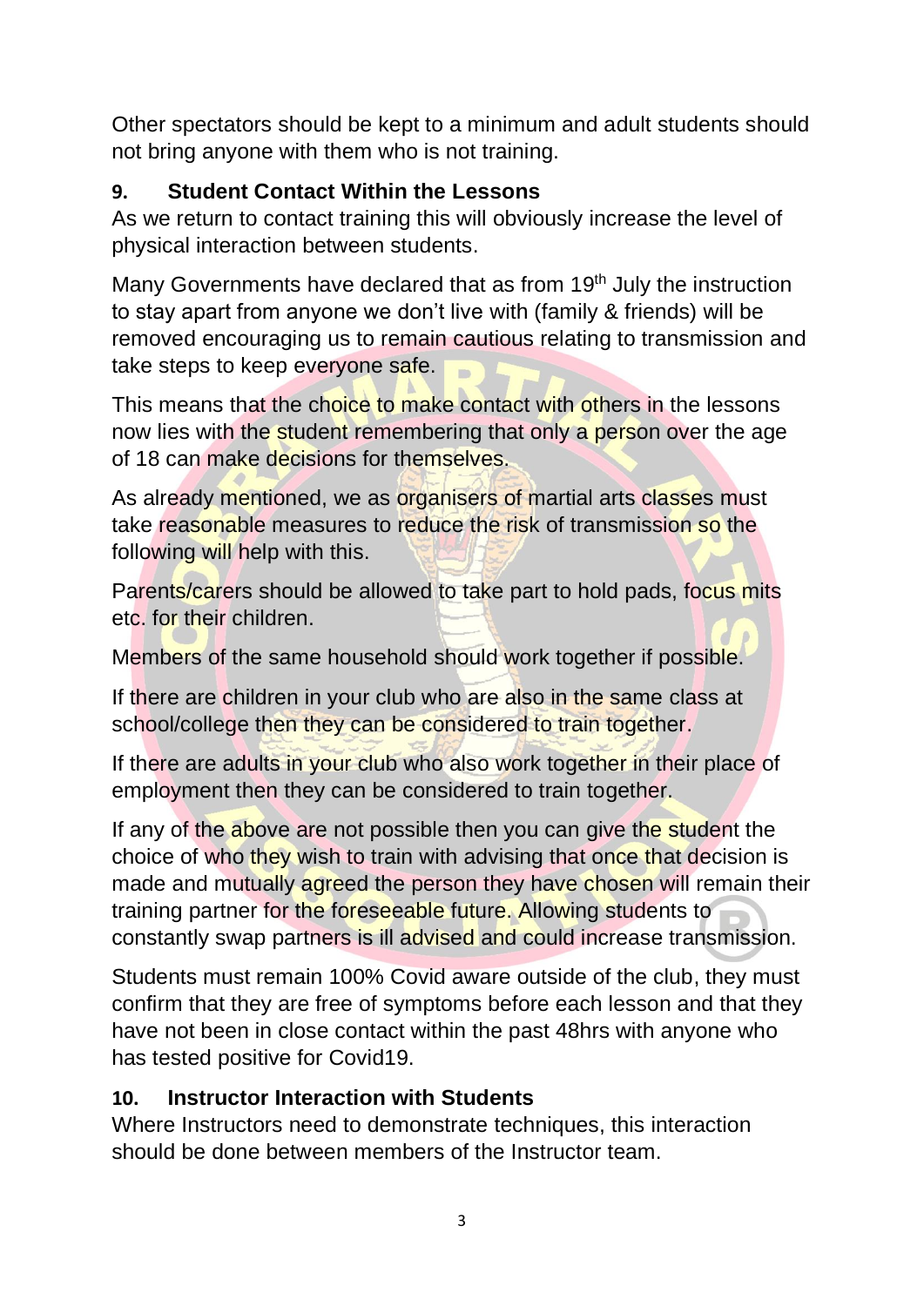Other spectators should be kept to a minimum and adult students should not bring anyone with them who is not training.

## 9. Student Contact Within the Lessons

As we return to contact training this will obviously increase the level of physical interaction between students.

Many Governments have declared that as from 19th July the instruction to stay apart from anyone we don't live with (family & friends) will be removed encouraging us to remain cautious relating to transmission and take steps to keep everyone safe.

This means that the choice to make contact with others in the lessons now lies with the student remembering that only a person over the age of 18 can make decisions for themselves.

As already mentioned, we as organisers of martial arts classes must take reasonable measures to reduce the risk of transmission so the following will help with this.

Parents/carers should be allowed to take part to hold pads, focus mits etc. for their children.

Members of the same household should work together if possible.

If there are children in your club who are also in the same class at school/college then they can be considered to train together.

If there are adults in your club who also work together in their place of employment then they can be considered to train together.

If any of the above are not possible then you can give the student the choice of who they wish to train with advising that once that decision is made and mutually agreed the person they have chosen will remain their training partner for the foreseeable future. Allowing students to constantly swap partners is ill advised and could increase transmission.

Students must remain 100% Covid aware outside of the club, they must confirm that they are free of symptoms before each lesson and that they have not been in close contact within the past 48hrs with anyone who has tested positive for Covid19.

## 10. Instructor Interaction with Students

Where Instructors need to demonstrate techniques, this interaction should be done between members of the Instructor team.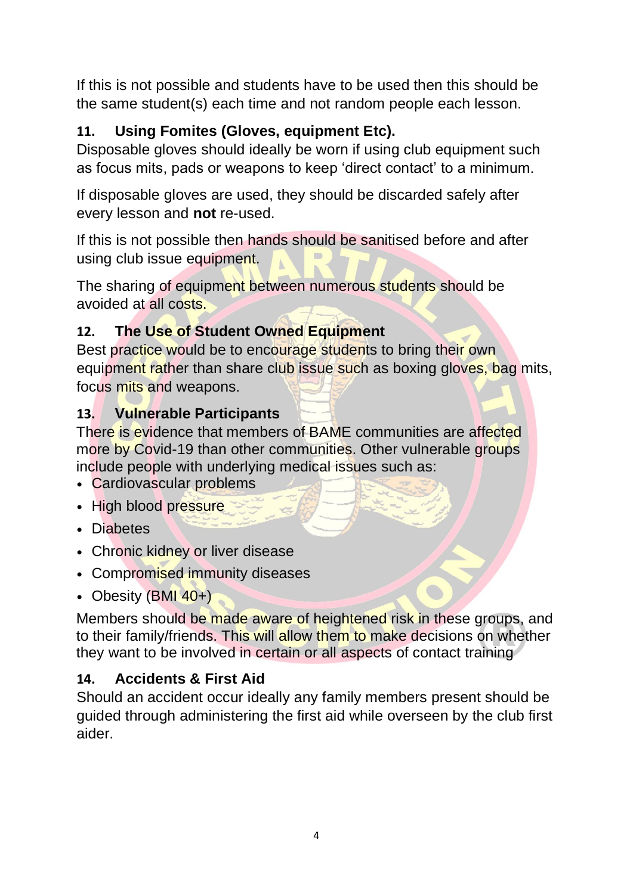If this is not possible and students have to be used then this should be the same student(s) each time and not random people each lesson.

### 11. Using Fomites (Gloves, equipment Etc).

Disposable gloves should ideally be worn if using club equipment such as focus mits, pads or weapons to keep 'direct contact' to a minimum.

If disposable gloves are used, they should be discarded safely after every lesson and **not** re-used.

If this is not possible then hands should be sanitised before and after using club issue equipment.

The sharing of equipment between numerous students should be avoided at all costs.

### 12. The Use of Student Owned Equipment

Best practice would be to encourage students to bring their own equipment rather than share club issue such as boxing gloves, bag mits, focus mits and weapons.

### 13. Vulnerable Participants

There is evidence that members of BAME communities are affected more by Covid-19 than other communities. Other vulnerable groups include people with underlying medical issues such as:

- Cardiovascular problems
- High blood pressure
- Diabetes
- Chronic kidney or liver disease
- Compromised immunity diseases
- Obesity (BMI 40+)

Members should be made aware of heightened risk in these groups, and to their family/friends. This will allow them to make decisions on whether they want to be involved in certain or all aspects of contact training

### 14. Accidents & First Aid

Should an accident occur ideally any family members present should be guided through administering the first aid while overseen by the club first aider.